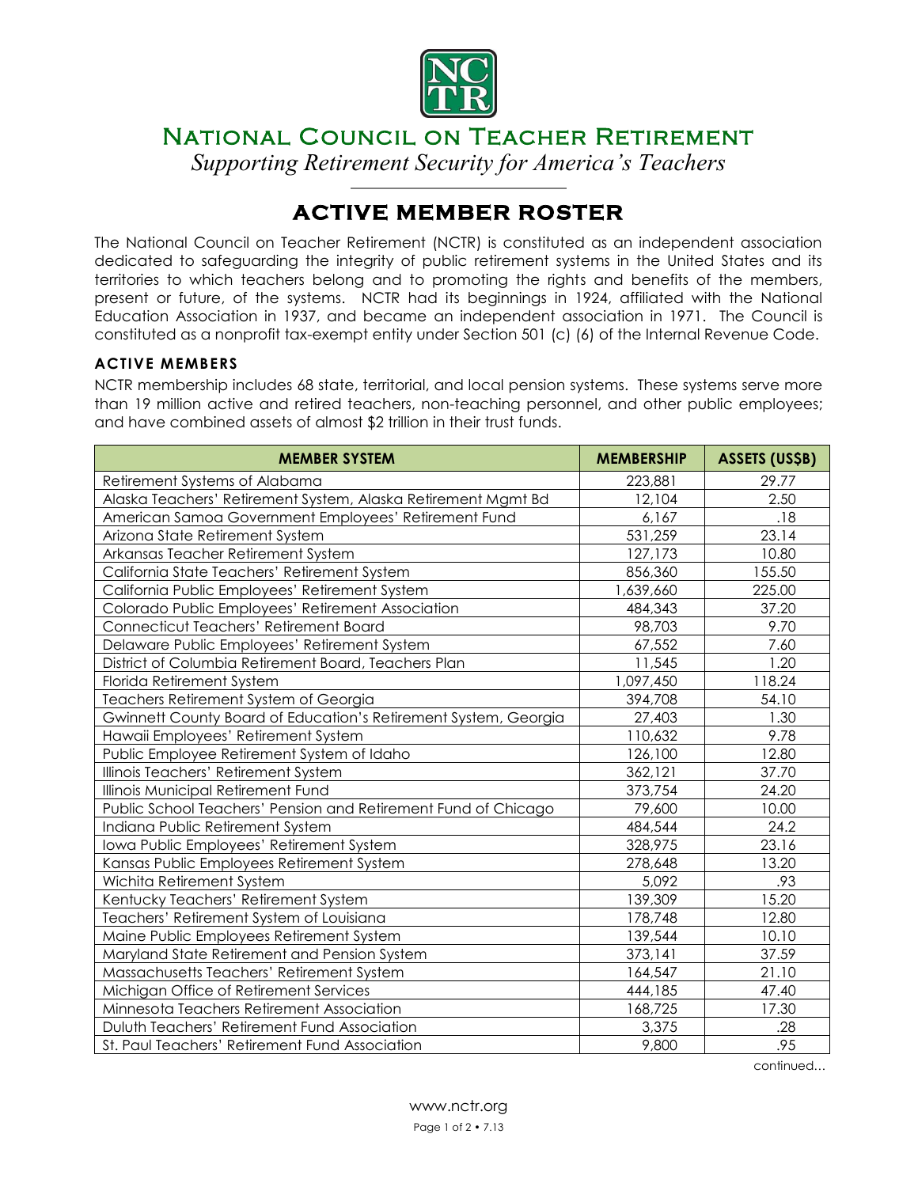# National Council on Teacher Retirement

*Supporting Retirement Security for America's Teachers*

## ACTIVE MEMBER ROSTER

The National Council on Teacher Retirement (NCTR) is constituted as an independent association dedicated to safeguarding the integrity of public retirement systems in the United States and its territories to which teachers belong and to promoting the rights and benefits of the members, present or future, of the systems. NCTR had its beginnings in 1924, affiliated with the National Education Association in 1937, and became an independent association in 1971. The Council is constituted as a nonprofit tax-exempt entity under Section 501 (c) (6) of the Internal Revenue Code.

### ACTIVE MEMBERS

NCTR membership includes 68 state, territorial, and local pension systems. These systems serve more than 19 million active and retired teachers, non-teaching personnel, and other public employees; and have combined assets of almost $2 trillion in their trust funds.

| MEMBER SYSTEM | MEMBERSHIP | ASSETS (US$B) |
|---|---|---|
| Retirement Systems of Alabama | 223,881 | 29.77 |
| Alaska Teachers' Retirement System, Alaska Retirement Mgmt Bd | 12,104 | 2.50 |
| American Samoa Government Employees' Retirement Fund | 6,167 | .18 |
| Arizona State Retirement System | 531,259 | 23.14 |
| Arkansas Teacher Retirement System | 127,173 | 10.80 |
| California State Teachers' Retirement System | 856,360 | 155.50 |
| California Public Employees' Retirement System | 1,639,660 | 225.00 |
| Colorado Public Employees' Retirement Association | 484,343 | 37.20 |
| Connecticut Teachers' Retirement Board | 98,703 | 9.70 |
| Delaware Public Employees' Retirement System | 67,552 | 7.60 |
| District of Columbia Retirement Board, Teachers Plan | 11,545 | 1.20 |
| Florida Retirement System | 1,097,450 | 118.24 |
| Teachers Retirement System of Georgia | 394,708 | 54.10 |
| Gwinnett County Board of Education's Retirement System, Georgia | 27,403 | 1.30 |
| Hawaii Employees' Retirement System | 110,632 | 9.78 |
| Public Employee Retirement System of Idaho | 126,100 | 12.80 |
| Illinois Teachers' Retirement System | 362,121 | 37.70 |
| Illinois Municipal Retirement Fund | 373,754 | 24.20 |
| Public School Teachers' Pension and Retirement Fund of Chicago | 79,600 | 10.00 |
| Indiana Public Retirement System | 484,544 | 24.2 |
| Iowa Public Employees' Retirement System | 328,975 | 23.16 |
| Kansas Public Employees Retirement System | 278,648 | 13.20 |
| Wichita Retirement System | 5,092 | .93 |
| Kentucky Teachers' Retirement System | 139,309 | 15.20 |
| Teachers' Retirement System of Louisiana | 178,748 | 12.80 |
| Maine Public Employees Retirement System | 139,544 | 10.10 |
| Maryland State Retirement and Pension System | 373,141 | 37.59 |
| Massachusetts Teachers' Retirement System | 164,547 | 21.10 |
| Michigan Office of Retirement Services | 444,185 | 47.40 |
| Minnesota Teachers Retirement Association | 168,725 | 17.30 |
| Duluth Teachers' Retirement Fund Association | 3,375 | .28 |
| St. Paul Teachers' Retirement Fund Association | 9,800 | .95 |

continued…

www.nctr.org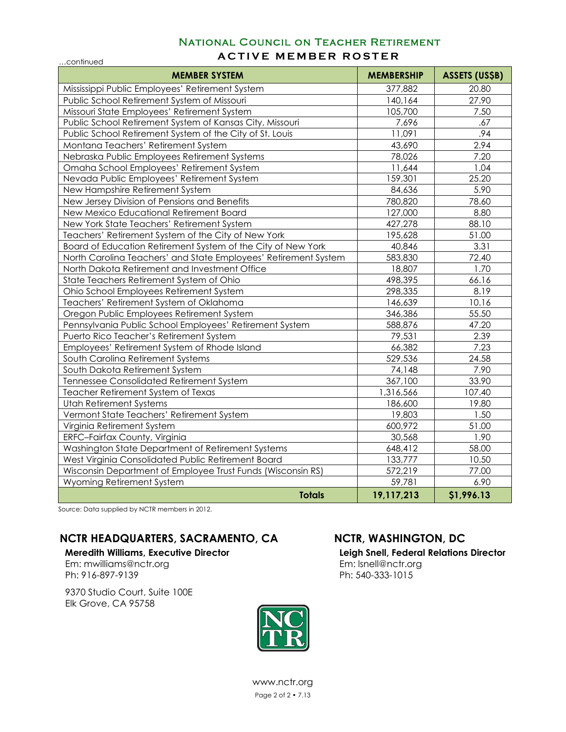# National Council on Teacher Retirement

## ACTIVE MEMBER ROSTER

...continued

| MEMBER SYSTEM | MEMBERSHIP | ASSETS (US$B) |
|---|---|---|
| Mississippi Public Employees' Retirement System | 377,882 | 20.80 |
| Public School Retirement System of Missouri | 140,164 | 27.90 |
| Missouri State Employees' Retirement System | 105,700 | 7.50 |
| Public School Retirement System of Kansas City, Missouri | 7,696 | .67 |
| Public School Retirement System of the City of St. Louis | 11,091 | .94 |
| Montana Teachers' Retirement System | 43,690 | 2.94 |
| Nebraska Public Employees Retirement Systems | 78,026 | 7.20 |
| Omaha School Employees' Retirement System | 11,644 | 1.04 |
| Nevada Public Employees' Retirement System | 159,301 | 25.20 |
| New Hampshire Retirement System | 84,636 | 5.90 |
| New Jersey Division of Pensions and Benefits | 780,820 | 78.60 |
| New Mexico Educational Retirement Board | 127,000 | 8.80 |
| New York State Teachers' Retirement System | 427,278 | 88.10 |
| Teachers' Retirement System of the City of New York | 195,628 | 51.00 |
| Board of Education Retirement System of the City of New York | 40,846 | 3.31 |
| North Carolina Teachers' and State Employees' Retirement System | 583,830 | 72.40 |
| North Dakota Retirement and Investment Office | 18,807 | 1.70 |
| State Teachers Retirement System of Ohio | 498,395 | 66.16 |
| Ohio School Employees Retirement System | 298,335 | 8.19 |
| Teachers' Retirement System of Oklahoma | 146,639 | 10.16 |
| Oregon Public Employees Retirement System | 346,386 | 55.50 |
| Pennsylvania Public School Employees' Retirement System | 588,876 | 47.20 |
| Puerto Rico Teacher's Retirement System | 79,531 | 2.39 |
| Employees' Retirement System of Rhode Island | 66,382 | 7.23 |
| South Carolina Retirement Systems | 529,536 | 24.58 |
| South Dakota Retirement System | 74,148 | 7.90 |
| Tennessee Consolidated Retirement System | 367,100 | 33.90 |
| Teacher Retirement System of Texas | 1,316,566 | 107.40 |
| Utah Retirement Systems | 186,600 | 19.80 |
| Vermont State Teachers' Retirement System | 19,803 | 1.50 |
| Virginia Retirement System | 600,972 | 51.00 |
| ERFC–Fairfax County, Virginia | 30,568 | 1.90 |
| Washington State Department of Retirement Systems | 648,412 | 58.00 |
| West Virginia Consolidated Public Retirement Board | 133,777 | 10.50 |
| Wisconsin Department of Employee Trust Funds (Wisconsin RS) | 572,219 | 77.00 |
| Wyoming Retirement System | 59,781 | 6.90 |
| **Totals** | **19,117,213** | **$1,996.13** |

Source: Data supplied by NCTR members in 2012.

## NCTR HEADQUARTERS, SACRAMENTO, CA

**Meredith Williams, Executive Director**
Em: mwilliams@nctr.org
Ph: 916-897-9139

9370 Studio Court, Suite 100E
Elk Grove, CA 95758

## NCTR, WASHINGTON, DC

**Leigh Snell, Federal Relations Director**
Em: lsnell@nctr.org
Ph: 540-333-1015

NC TR

www.nctr.org